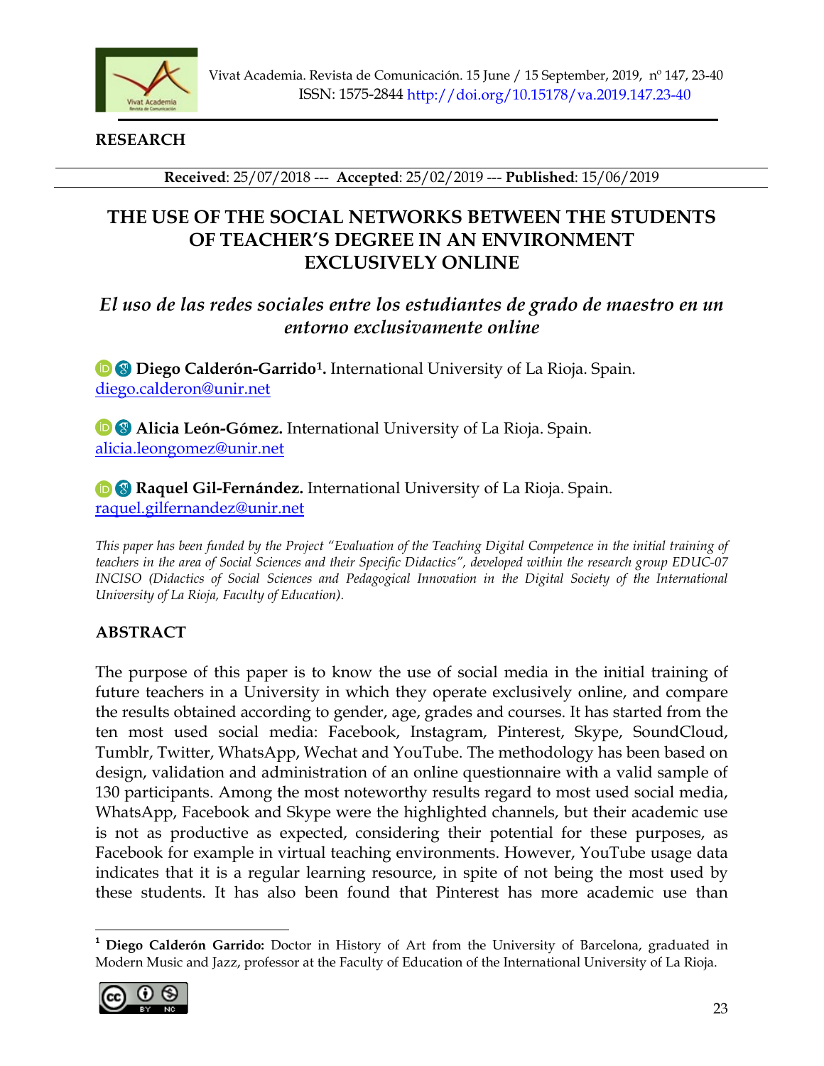**RESEARCH**

**Received**: 25/07/2018 --- **Accepted**: 25/02/2019 --- **Published**: 15/06/2019

# THE USE OF THE SOCIAL NETWORKS BETWEEN THE STUDENTS OF TEACHER'S DEGREE IN AN ENVIRONMENT EXCLUSIVELY ONLINE

## *El uso de las redes sociales entre los estudiantes de grado de maestro en un entorno exclusivamente online*

**Diego Calderón-Garrido[1].** International University of La Rioja. Spain. diego.calderon@unir.net

**Alicia León-Gómez.** International University of La Rioja. Spain. alicia.leongomez@unir.net

**Raquel Gil-Fernández.** International University of La Rioja. Spain. raquel.gilfernandez@unir.net

*This paper has been funded by the Project "Evaluation of the Teaching Digital Competence in the initial training of teachers in the area of Social Sciences and their Specific Didactics", developed within the research group EDUC-07 INCISO (Didactics of Social Sciences and Pedagogical Innovation in the Digital Society of the International University of La Rioja, Faculty of Education).*

## ABSTRACT

The purpose of this paper is to know the use of social media in the initial training of future teachers in a University in which they operate exclusively online, and compare the results obtained according to gender, age, grades and courses. It has started from the ten most used social media: Facebook, Instagram, Pinterest, Skype, SoundCloud, Tumblr, Twitter, WhatsApp, Wechat and YouTube. The methodology has been based on design, validation and administration of an online questionnaire with a valid sample of 130 participants. Among the most noteworthy results regard to most used social media, WhatsApp, Facebook and Skype were the highlighted channels, but their academic use is not as productive as expected, considering their potential for these purposes, as Facebook for example in virtual teaching environments. However, YouTube usage data indicates that it is a regular learning resource, in spite of not being the most used by these students. It has also been found that Pinterest has more academic use than

[1] **Diego Calderón Garrido:** Doctor in History of Art from the University of Barcelona, graduated in Modern Music and Jazz, professor at the Faculty of Education of the International University of La Rioja.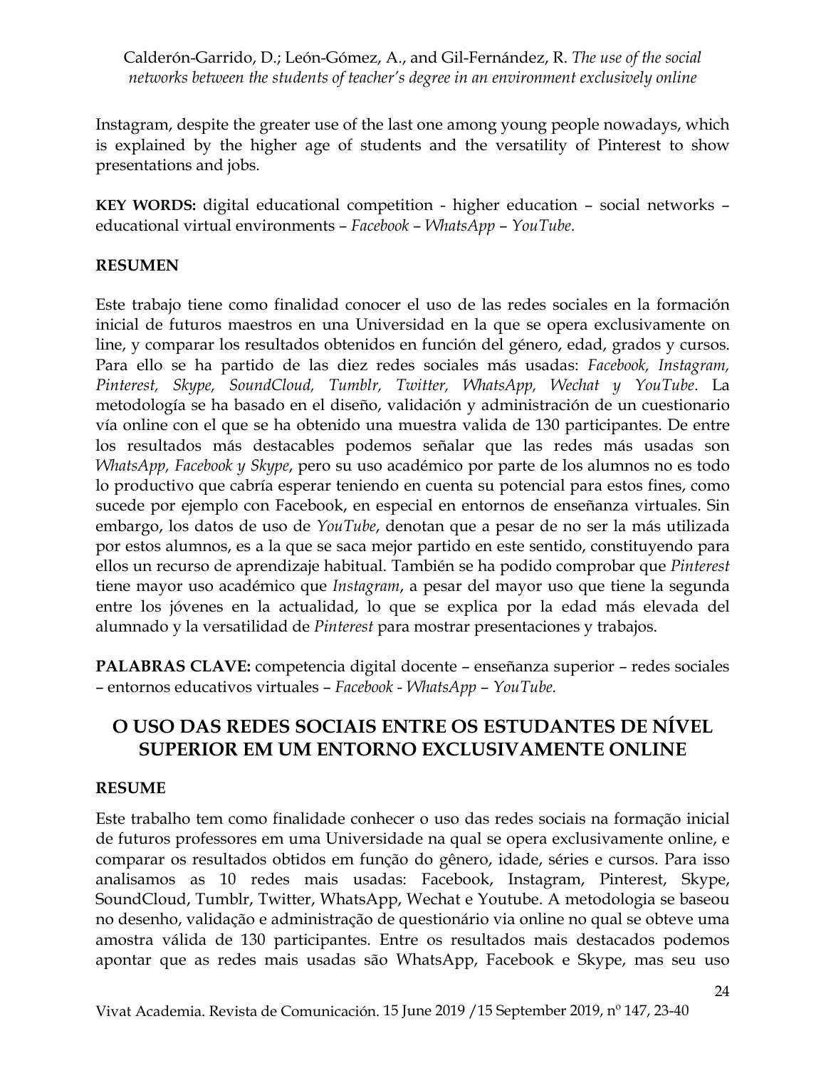Instagram, despite the greater use of the last one among young people nowadays, which is explained by the higher age of students and the versatility of Pinterest to show presentations and jobs.

**KEY WORDS:** digital educational competition - higher education – social networks – educational virtual environments – *Facebook* – *WhatsApp* – *YouTube.*

**RESUMEN**

Este trabajo tiene como finalidad conocer el uso de las redes sociales en la formación inicial de futuros maestros en una Universidad en la que se opera exclusivamente on line, y comparar los resultados obtenidos en función del género, edad, grados y cursos. Para ello se ha partido de las diez redes sociales más usadas: *Facebook, Instagram, Pinterest, Skype, SoundCloud, Tumblr, Twitter, WhatsApp, Wechat y YouTube*. La metodología se ha basado en el diseño, validación y administración de un cuestionario vía online con el que se ha obtenido una muestra valida de 130 participantes. De entre los resultados más destacables podemos señalar que las redes más usadas son *WhatsApp, Facebook y Skype*, pero su uso académico por parte de los alumnos no es todo lo productivo que cabría esperar teniendo en cuenta su potencial para estos fines, como sucede por ejemplo con Facebook, en especial en entornos de enseñanza virtuales. Sin embargo, los datos de uso de *YouTube*, denotan que a pesar de no ser la más utilizada por estos alumnos, es a la que se saca mejor partido en este sentido, constituyendo para ellos un recurso de aprendizaje habitual. También se ha podido comprobar que *Pinterest* tiene mayor uso académico que *Instagram*, a pesar del mayor uso que tiene la segunda entre los jóvenes en la actualidad, lo que se explica por la edad más elevada del alumnado y la versatilidad de *Pinterest* para mostrar presentaciones y trabajos.

**PALABRAS CLAVE:** competencia digital docente – enseñanza superior – redes sociales – entornos educativos virtuales – *Facebook - WhatsApp* – *YouTube.*

## O USO DAS REDES SOCIAIS ENTRE OS ESTUDANTES DE NÍVEL SUPERIOR EM UM ENTORNO EXCLUSIVAMENTE ONLINE

**RESUME**

Este trabalho tem como finalidade conhecer o uso das redes sociais na formação inicial de futuros professores em uma Universidade na qual se opera exclusivamente online, e comparar os resultados obtidos em função do gênero, idade, séries e cursos. Para isso analisamos as 10 redes mais usadas: Facebook, Instagram, Pinterest, Skype, SoundCloud, Tumblr, Twitter, WhatsApp, Wechat e Youtube. A metodologia se baseou no desenho, validação e administração de questionário via online no qual se obteve uma amostra válida de 130 participantes. Entre os resultados mais destacados podemos apontar que as redes mais usadas são WhatsApp, Facebook e Skype, mas seu uso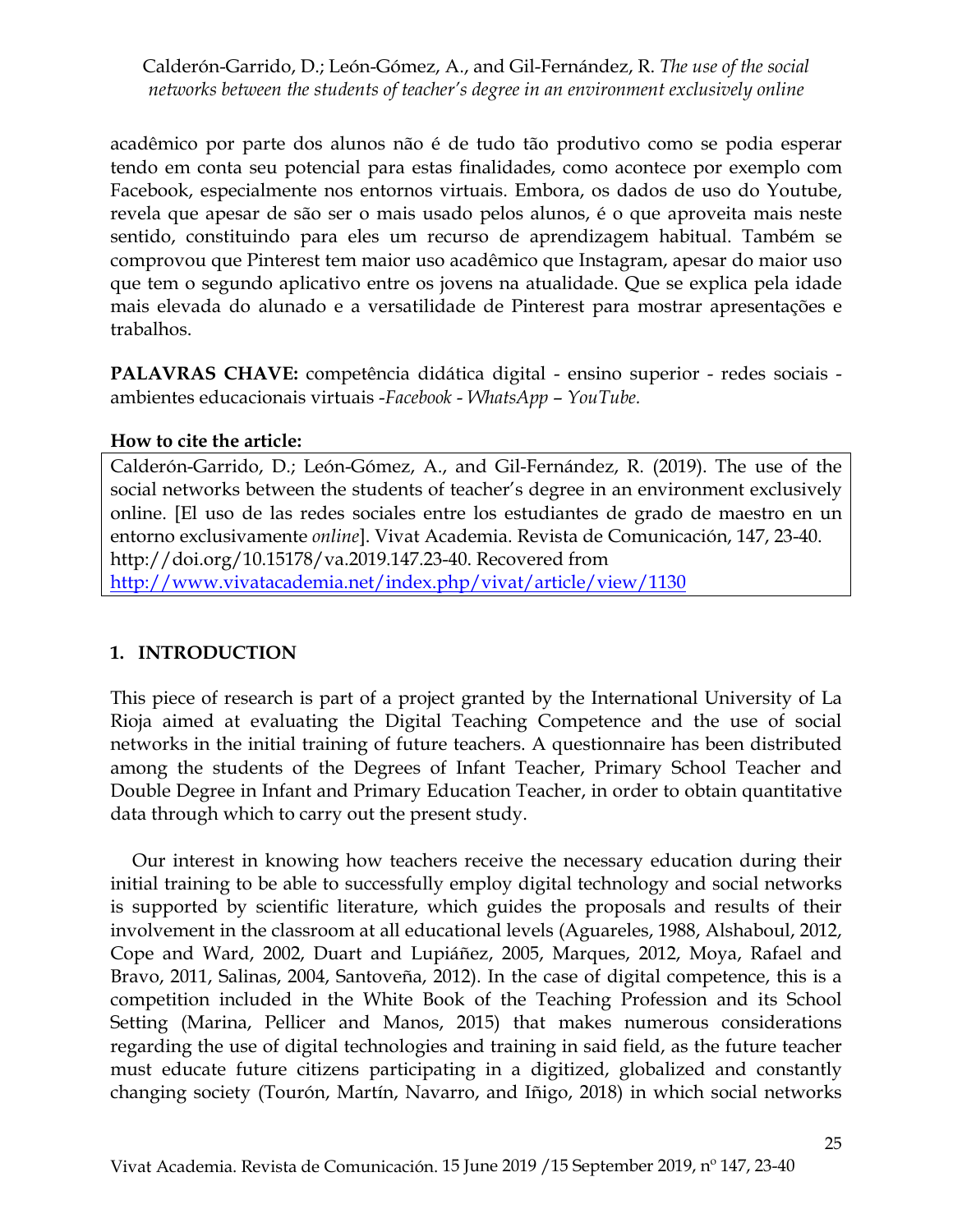acadêmico por parte dos alunos não é de tudo tão produtivo como se podia esperar tendo em conta seu potencial para estas finalidades, como acontece por exemplo com Facebook, especialmente nos entornos virtuais. Embora, os dados de uso do Youtube, revela que apesar de são ser o mais usado pelos alunos, é o que aproveita mais neste sentido, constituindo para eles um recurso de aprendizagem habitual. Também se comprovou que Pinterest tem maior uso acadêmico que Instagram, apesar do maior uso que tem o segundo aplicativo entre os jovens na atualidade. Que se explica pela idade mais elevada do alunado e a versatilidade de Pinterest para mostrar apresentações e trabalhos.

**PALAVRAS CHAVE:** competência didática digital - ensino superior - redes sociais - ambientes educacionais virtuais -*Facebook* - *WhatsApp* – *YouTube*.

**How to cite the article:**

Calderón-Garrido, D.; León-Gómez, A., and Gil-Fernández, R. (2019). The use of the social networks between the students of teacher's degree in an environment exclusively online. [El uso de las redes sociales entre los estudiantes de grado de maestro en un entorno exclusivamente *online*]. Vivat Academia. Revista de Comunicación, 147, 23-40. http://doi.org/10.15178/va.2019.147.23-40. Recovered from http://www.vivatacademia.net/index.php/vivat/article/view/1130

## 1. INTRODUCTION

This piece of research is part of a project granted by the International University of La Rioja aimed at evaluating the Digital Teaching Competence and the use of social networks in the initial training of future teachers. A questionnaire has been distributed among the students of the Degrees of Infant Teacher, Primary School Teacher and Double Degree in Infant and Primary Education Teacher, in order to obtain quantitative data through which to carry out the present study.

Our interest in knowing how teachers receive the necessary education during their initial training to be able to successfully employ digital technology and social networks is supported by scientific literature, which guides the proposals and results of their involvement in the classroom at all educational levels (Aguareles, 1988, Alshaboul, 2012, Cope and Ward, 2002, Duart and Lupiáñez, 2005, Marques, 2012, Moya, Rafael and Bravo, 2011, Salinas, 2004, Santoveña, 2012). In the case of digital competence, this is a competition included in the White Book of the Teaching Profession and its School Setting (Marina, Pellicer and Manos, 2015) that makes numerous considerations regarding the use of digital technologies and training in said field, as the future teacher must educate future citizens participating in a digitized, globalized and constantly changing society (Tourón, Martín, Navarro, and Iñigo, 2018) in which social networks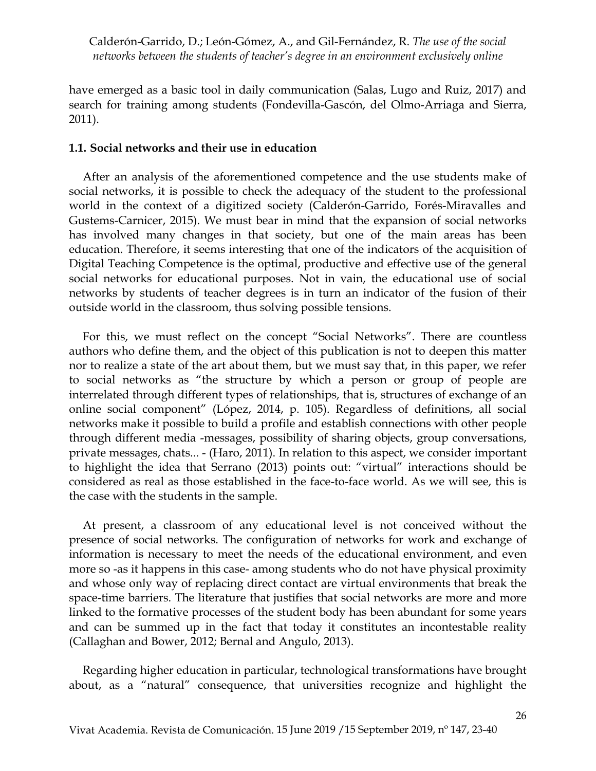have emerged as a basic tool in daily communication (Salas, Lugo and Ruiz, 2017) and search for training among students (Fondevilla-Gascón, del Olmo-Arriaga and Sierra, 2011).

### 1.1. Social networks and their use in education

After an analysis of the aforementioned competence and the use students make of social networks, it is possible to check the adequacy of the student to the professional world in the context of a digitized society (Calderón-Garrido, Forés-Miravalles and Gustems-Carnicer, 2015). We must bear in mind that the expansion of social networks has involved many changes in that society, but one of the main areas has been education. Therefore, it seems interesting that one of the indicators of the acquisition of Digital Teaching Competence is the optimal, productive and effective use of the general social networks for educational purposes. Not in vain, the educational use of social networks by students of teacher degrees is in turn an indicator of the fusion of their outside world in the classroom, thus solving possible tensions.

For this, we must reflect on the concept "Social Networks". There are countless authors who define them, and the object of this publication is not to deepen this matter nor to realize a state of the art about them, but we must say that, in this paper, we refer to social networks as "the structure by which a person or group of people are interrelated through different types of relationships, that is, structures of exchange of an online social component" (López, 2014, p. 105). Regardless of definitions, all social networks make it possible to build a profile and establish connections with other people through different media -messages, possibility of sharing objects, group conversations, private messages, chats... - (Haro, 2011). In relation to this aspect, we consider important to highlight the idea that Serrano (2013) points out: "virtual" interactions should be considered as real as those established in the face-to-face world. As we will see, this is the case with the students in the sample.

At present, a classroom of any educational level is not conceived without the presence of social networks. The configuration of networks for work and exchange of information is necessary to meet the needs of the educational environment, and even more so -as it happens in this case- among students who do not have physical proximity and whose only way of replacing direct contact are virtual environments that break the space-time barriers. The literature that justifies that social networks are more and more linked to the formative processes of the student body has been abundant for some years and can be summed up in the fact that today it constitutes an incontestable reality (Callaghan and Bower, 2012; Bernal and Angulo, 2013).

Regarding higher education in particular, technological transformations have brought about, as a "natural" consequence, that universities recognize and highlight the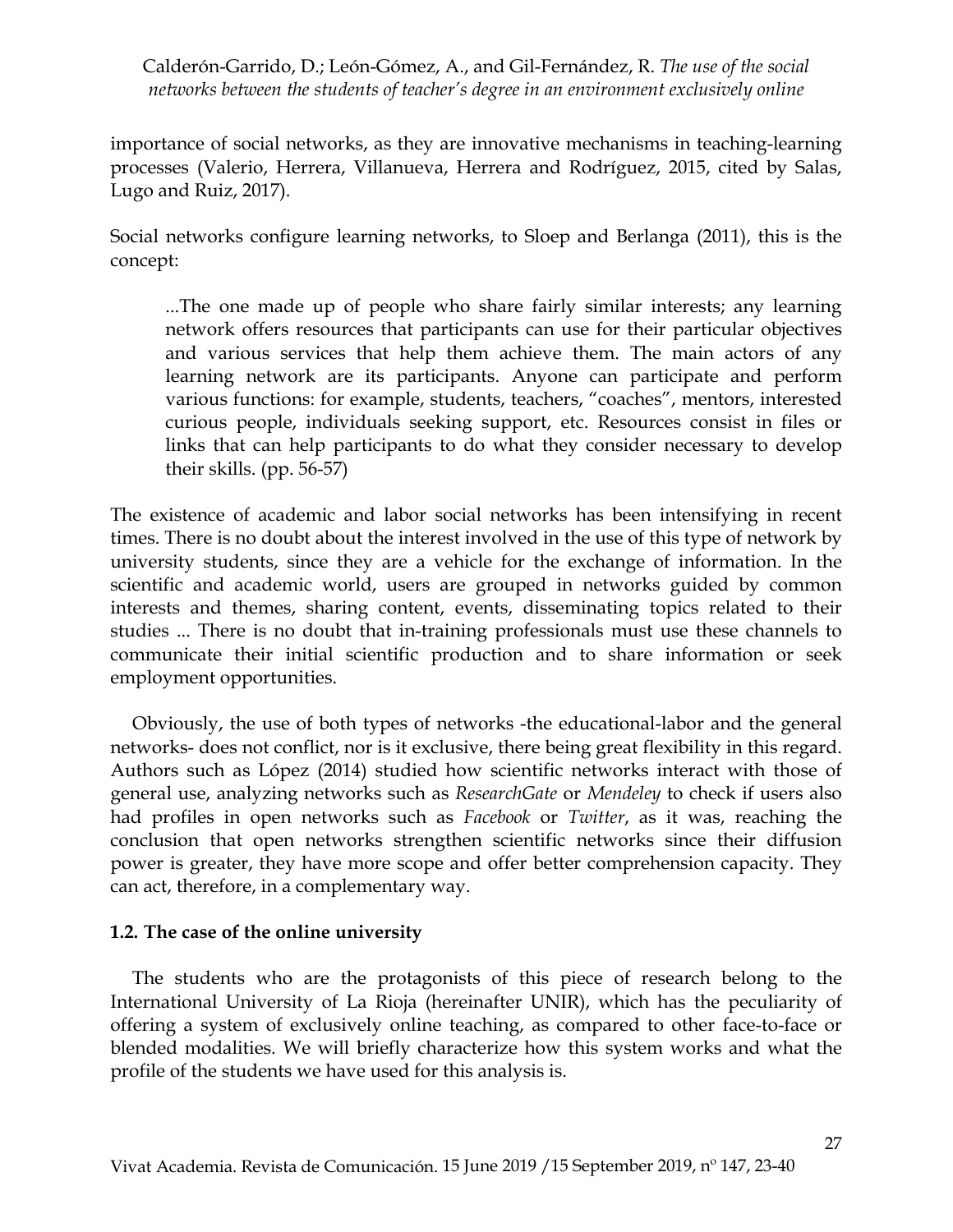importance of social networks, as they are innovative mechanisms in teaching-learning processes (Valerio, Herrera, Villanueva, Herrera and Rodríguez, 2015, cited by Salas, Lugo and Ruiz, 2017).

Social networks configure learning networks, to Sloep and Berlanga (2011), this is the concept:

> ...The one made up of people who share fairly similar interests; any learning network offers resources that participants can use for their particular objectives and various services that help them achieve them. The main actors of any learning network are its participants. Anyone can participate and perform various functions: for example, students, teachers, "coaches", mentors, interested curious people, individuals seeking support, etc. Resources consist in files or links that can help participants to do what they consider necessary to develop their skills. (pp. 56-57)

The existence of academic and labor social networks has been intensifying in recent times. There is no doubt about the interest involved in the use of this type of network by university students, since they are a vehicle for the exchange of information. In the scientific and academic world, users are grouped in networks guided by common interests and themes, sharing content, events, disseminating topics related to their studies ... There is no doubt that in-training professionals must use these channels to communicate their initial scientific production and to share information or seek employment opportunities.

Obviously, the use of both types of networks -the educational-labor and the general networks- does not conflict, nor is it exclusive, there being great flexibility in this regard. Authors such as López (2014) studied how scientific networks interact with those of general use, analyzing networks such as *ResearchGate* or *Mendeley* to check if users also had profiles in open networks such as *Facebook* or *Twitter*, as it was, reaching the conclusion that open networks strengthen scientific networks since their diffusion power is greater, they have more scope and offer better comprehension capacity. They can act, therefore, in a complementary way.

### 1.2. The case of the online university

The students who are the protagonists of this piece of research belong to the International University of La Rioja (hereinafter UNIR), which has the peculiarity of offering a system of exclusively online teaching, as compared to other face-to-face or blended modalities. We will briefly characterize how this system works and what the profile of the students we have used for this analysis is.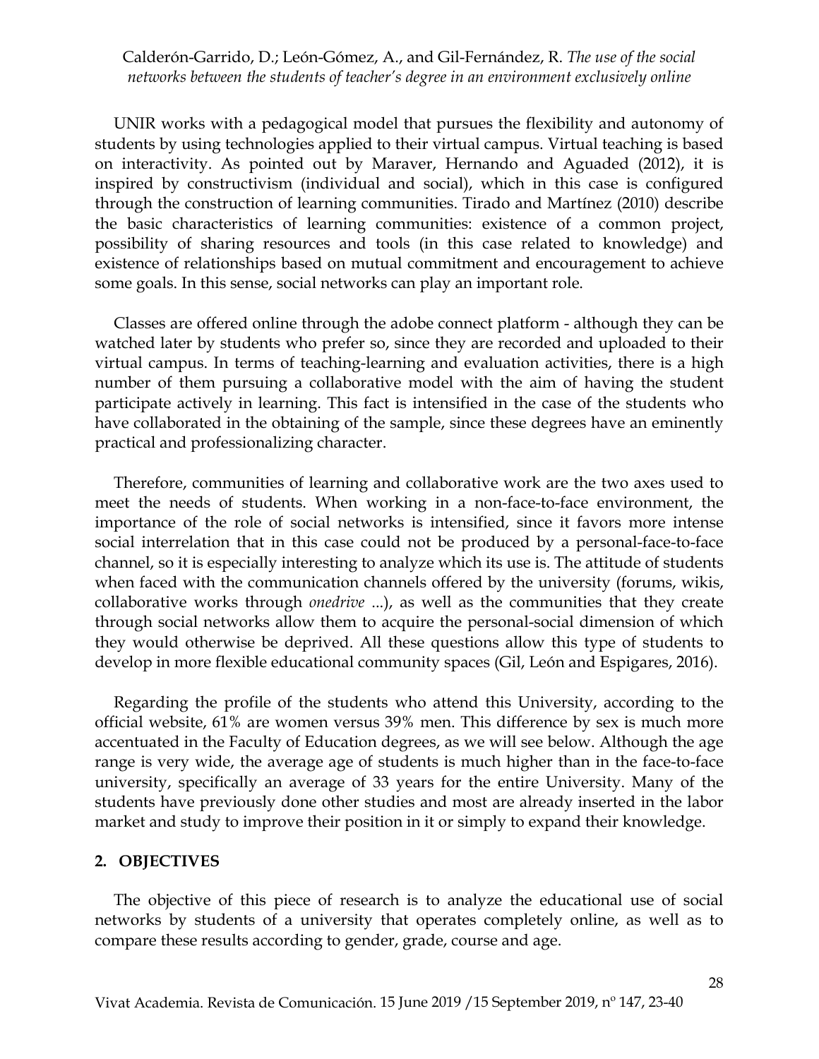UNIR works with a pedagogical model that pursues the flexibility and autonomy of students by using technologies applied to their virtual campus. Virtual teaching is based on interactivity. As pointed out by Maraver, Hernando and Aguaded (2012), it is inspired by constructivism (individual and social), which in this case is configured through the construction of learning communities. Tirado and Martínez (2010) describe the basic characteristics of learning communities: existence of a common project, possibility of sharing resources and tools (in this case related to knowledge) and existence of relationships based on mutual commitment and encouragement to achieve some goals. In this sense, social networks can play an important role.

Classes are offered online through the adobe connect platform - although they can be watched later by students who prefer so, since they are recorded and uploaded to their virtual campus. In terms of teaching-learning and evaluation activities, there is a high number of them pursuing a collaborative model with the aim of having the student participate actively in learning. This fact is intensified in the case of the students who have collaborated in the obtaining of the sample, since these degrees have an eminently practical and professionalizing character.

Therefore, communities of learning and collaborative work are the two axes used to meet the needs of students. When working in a non-face-to-face environment, the importance of the role of social networks is intensified, since it favors more intense social interrelation that in this case could not be produced by a personal-face-to-face channel, so it is especially interesting to analyze which its use is. The attitude of students when faced with the communication channels offered by the university (forums, wikis, collaborative works through *onedrive* ...), as well as the communities that they create through social networks allow them to acquire the personal-social dimension of which they would otherwise be deprived. All these questions allow this type of students to develop in more flexible educational community spaces (Gil, León and Espigares, 2016).

Regarding the profile of the students who attend this University, according to the official website, 61% are women versus 39% men. This difference by sex is much more accentuated in the Faculty of Education degrees, as we will see below. Although the age range is very wide, the average age of students is much higher than in the face-to-face university, specifically an average of 33 years for the entire University. Many of the students have previously done other studies and most are already inserted in the labor market and study to improve their position in it or simply to expand their knowledge.

## 2. OBJECTIVES

The objective of this piece of research is to analyze the educational use of social networks by students of a university that operates completely online, as well as to compare these results according to gender, grade, course and age.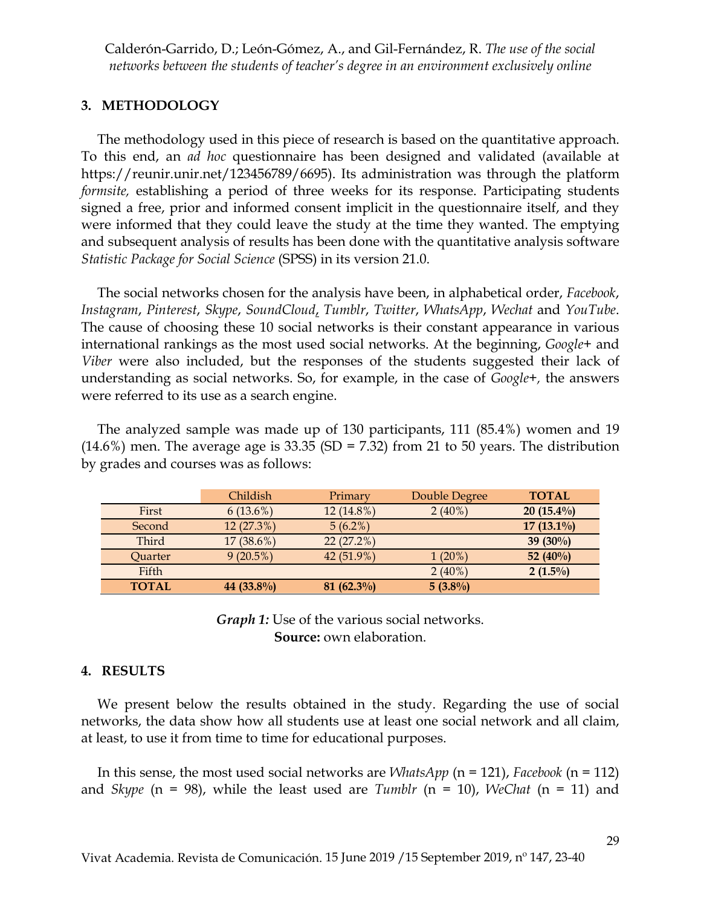## 3. METHODOLOGY

The methodology used in this piece of research is based on the quantitative approach. To this end, an *ad hoc* questionnaire has been designed and validated (available at https://reunir.unir.net/123456789/6695). Its administration was through the platform *formsite,* establishing a period of three weeks for its response. Participating students signed a free, prior and informed consent implicit in the questionnaire itself, and they were informed that they could leave the study at the time they wanted. The emptying and subsequent analysis of results has been done with the quantitative analysis software *Statistic Package for Social Science* (SPSS) in its version 21.0.

The social networks chosen for the analysis have been, in alphabetical order, *Facebook*, *Instagram*, *Pinterest*, *Skype*, *SoundCloud*, *Tumblr*, *Twitter*, *WhatsApp*, *Wechat* and *YouTube*. The cause of choosing these 10 social networks is their constant appearance in various international rankings as the most used social networks. At the beginning, *Google*+ and *Viber* were also included, but the responses of the students suggested their lack of understanding as social networks. So, for example, in the case of *Google*+, the answers were referred to its use as a search engine.

The analyzed sample was made up of 130 participants, 111 (85.4%) women and 19 (14.6%) men. The average age is 33.35 (SD = 7.32) from 21 to 50 years. The distribution by grades and courses was as follows:

| | Childish | Primary | Double Degree | **TOTAL** |
|---|---|---|---|---|
| First | 6 (13.6%) | 12 (14.8%) | 2 (40%) | **20 (15.4%)** |
| Second | 12 (27.3%) | 5 (6.2%) | | **17 (13.1%)** |
| Third | 17 (38.6%) | 22 (27.2%) | | **39 (30%)** |
| Quarter | 9 (20.5%) | 42 (51.9%) | 1 (20%) | **52 (40%)** |
| Fifth | | | 2 (40%) | **2 (1.5%)** |
| **TOTAL** | **44 (33.8%)** | **81 (62.3%)** | **5 (3.8%)** | |

***Graph 1:*** Use of the various social networks.
**Source:** own elaboration.

## 4. RESULTS

We present below the results obtained in the study. Regarding the use of social networks, the data show how all students use at least one social network and all claim, at least, to use it from time to time for educational purposes.

In this sense, the most used social networks are *WhatsApp* (n = 121), *Facebook* (n = 112) and *Skype* (n = 98), while the least used are *Tumblr* (n = 10), *WeChat* (n = 11) and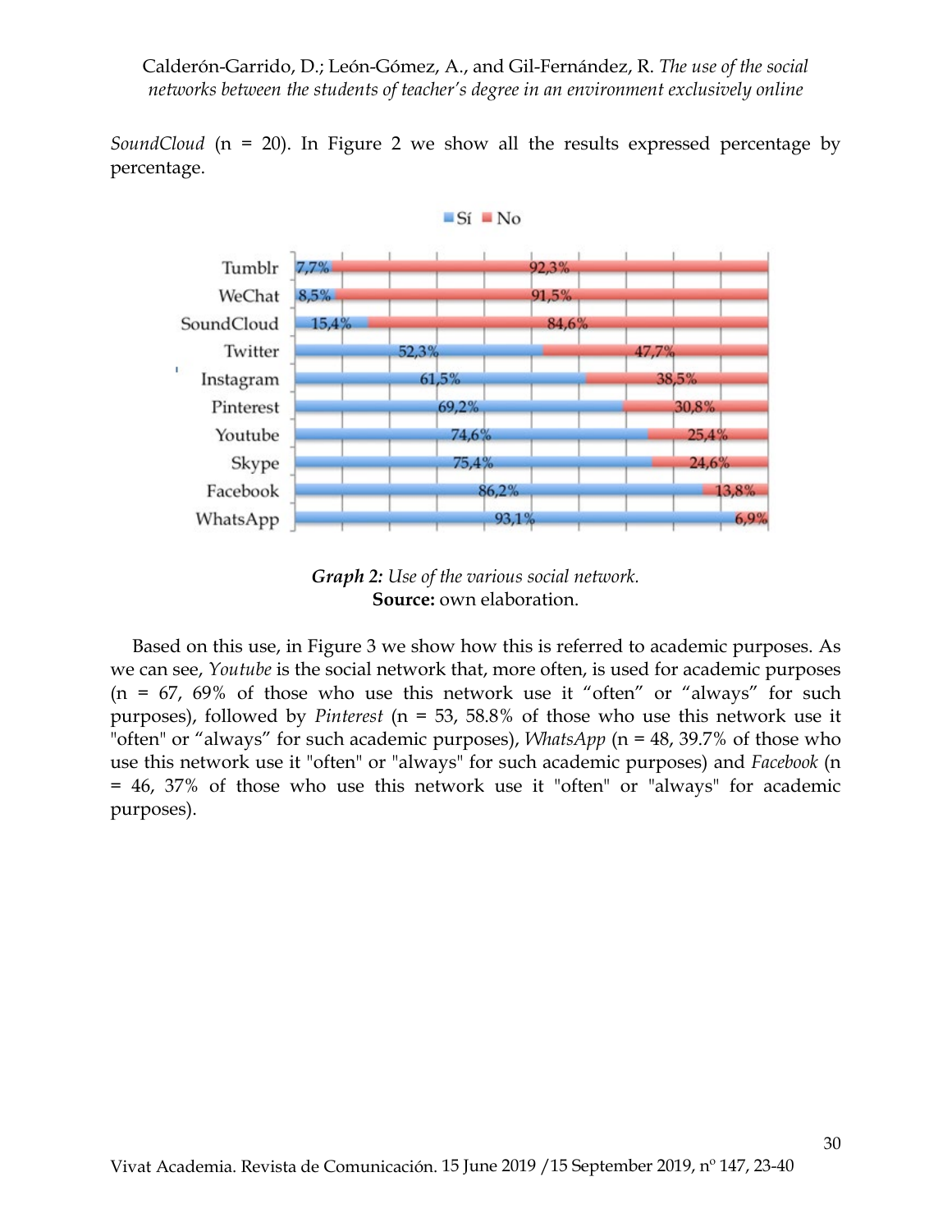*SoundCloud* (n = 20). In Figure 2 we show all the results expressed percentage by percentage.

Sí No

Tumblr 7,7% 92,3%
WeChat 8,5% 91,5%
SoundCloud 15,4% 84,6%
Twitter 52,3% 47,7%
Instagram 61,5% 38,5%
Pinterest 69,2% 30,8%
Youtube 74,6% 25,4%
Skype 75,4% 24,6%
Facebook 86,2% 13,8%
WhatsApp 93,1% 6,9%

***Graph 2:*** *Use of the various social network.*
**Source:** own elaboration.

Based on this use, in Figure 3 we show how this is referred to academic purposes. As we can see, *Youtube* is the social network that, more often, is used for academic purposes (n = 67, 69% of those who use this network use it "often" or "always" for such purposes), followed by *Pinterest* (n = 53, 58.8% of those who use this network use it "often" or "always" for such academic purposes), *WhatsApp* (n = 48, 39.7% of those who use this network use it "often" or "always" for such academic purposes) and *Facebook* (n = 46, 37% of those who use this network use it "often" or "always" for academic purposes).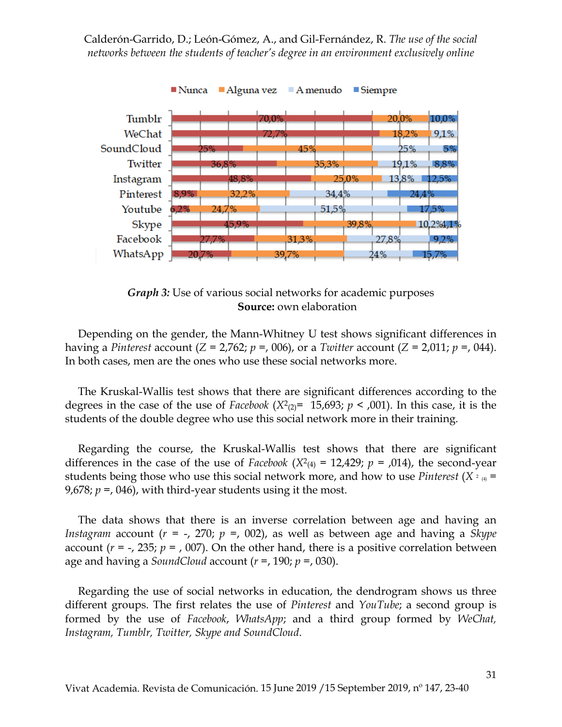Nunca | Alguna vez | A menudo | Siempre

Tumblr 70,0% 20,0% 10,0%
WeChat 72,7% 18,2% 9,1%
SoundCloud 25% 45% 25% 5%
Twitter 36,8% 35,3% 19,1% 8,8%
Instagram 48,8% 25,0% 13,8% 12,5%
Pinterest 8,9% 32,2% 34,4% 24,4%
Youtube 6,2% 24,7% 51,5% 17,5%
Skype 45,9% 39,8% 10,2% 4,1%
Facebook 27,7% 31,3% 27,8% 9,2%
WhatsApp 20,7% 39,7% 24% 15,7%

***Graph 3:*** Use of various social networks for academic purposes
**Source:** own elaboration

Depending on the gender, the Mann-Whitney U test shows significant differences in having a *Pinterest* account ($Z$ = 2,762; $p$ =, 006), or a *Twitter* account ($Z$ = 2,011; $p$ =, 044). In both cases, men are the ones who use these social networks more.

The Kruskal-Wallis test shows that there are significant differences according to the degrees in the case of the use of *Facebook* ($X^2_{(2)}$= 15,693; $p$ < ,001). In this case, it is the students of the double degree who use this social network more in their training.

Regarding the course, the Kruskal-Wallis test shows that there are significant differences in the case of the use of *Facebook* ($X^2_{(4)}$ = 12,429; $p$ = ,014), the second-year students being those who use this social network more, and how to use *Pinterest* ($X^2_{(4)}$ = 9,678; $p$ =, 046), with third-year students using it the most.

The data shows that there is an inverse correlation between age and having an *Instagram* account ($r$ = -, 270; $p$ =, 002), as well as between age and having a *Skype* account ($r$ = -, 235; $p$ = , 007). On the other hand, there is a positive correlation between age and having a *SoundCloud* account ($r$ =, 190; $p$ =, 030).

Regarding the use of social networks in education, the dendrogram shows us three different groups. The first relates the use of *Pinterest* and *YouTube*; a second group is formed by the use of *Facebook*, *WhatsApp*; and a third group formed by *WeChat, Instagram, Tumblr, Twitter, Skype and SoundCloud*.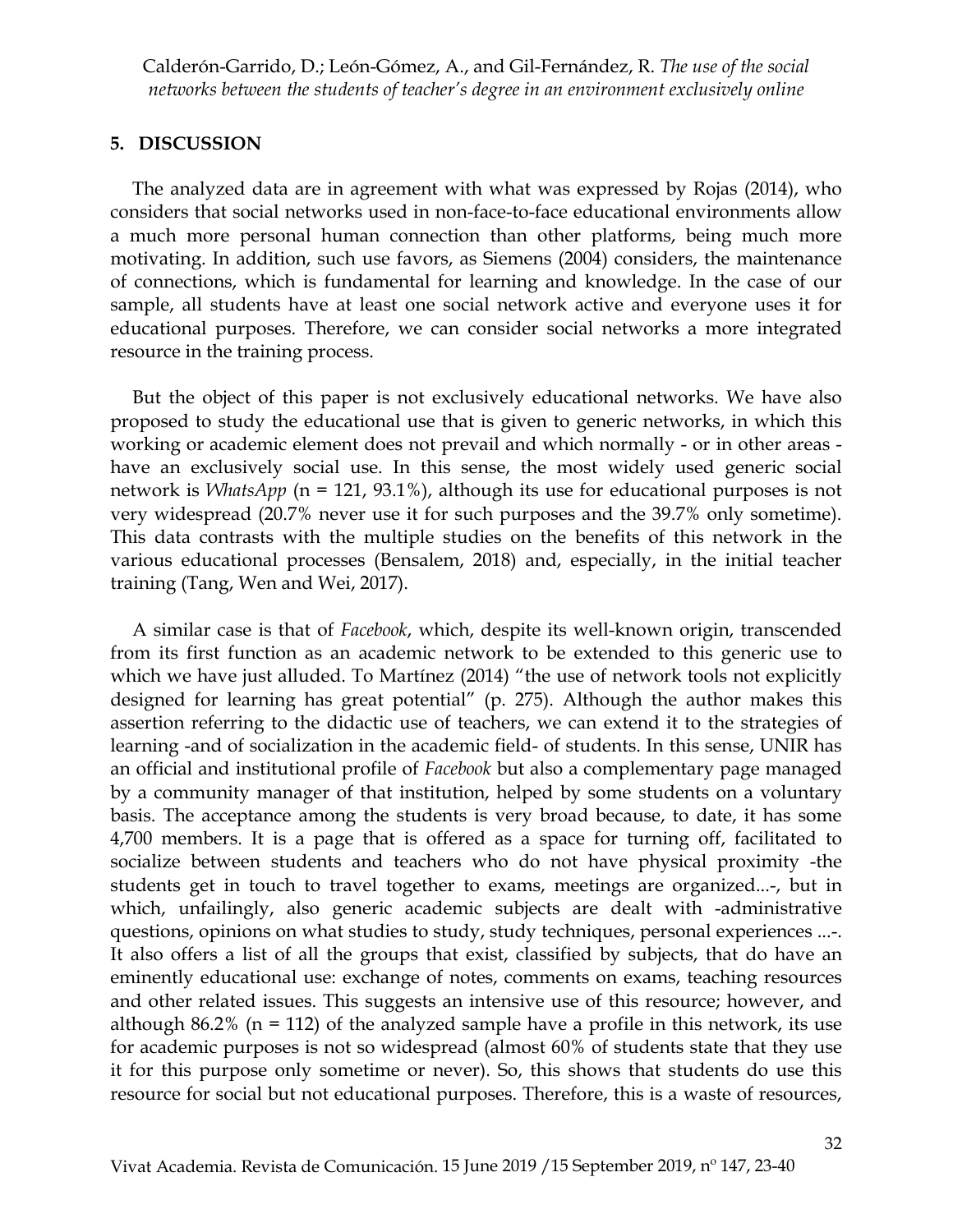## 5. DISCUSSION

The analyzed data are in agreement with what was expressed by Rojas (2014), who considers that social networks used in non-face-to-face educational environments allow a much more personal human connection than other platforms, being much more motivating. In addition, such use favors, as Siemens (2004) considers, the maintenance of connections, which is fundamental for learning and knowledge. In the case of our sample, all students have at least one social network active and everyone uses it for educational purposes. Therefore, we can consider social networks a more integrated resource in the training process.

But the object of this paper is not exclusively educational networks. We have also proposed to study the educational use that is given to generic networks, in which this working or academic element does not prevail and which normally - or in other areas - have an exclusively social use. In this sense, the most widely used generic social network is *WhatsApp* (n = 121, 93.1%), although its use for educational purposes is not very widespread (20.7% never use it for such purposes and the 39.7% only sometime). This data contrasts with the multiple studies on the benefits of this network in the various educational processes (Bensalem, 2018) and, especially, in the initial teacher training (Tang, Wen and Wei, 2017).

A similar case is that of *Facebook*, which, despite its well-known origin, transcended from its first function as an academic network to be extended to this generic use to which we have just alluded. To Martínez (2014) "the use of network tools not explicitly designed for learning has great potential" (p. 275). Although the author makes this assertion referring to the didactic use of teachers, we can extend it to the strategies of learning -and of socialization in the academic field- of students. In this sense, UNIR has an official and institutional profile of *Facebook* but also a complementary page managed by a community manager of that institution, helped by some students on a voluntary basis. The acceptance among the students is very broad because, to date, it has some 4,700 members. It is a page that is offered as a space for turning off, facilitated to socialize between students and teachers who do not have physical proximity -the students get in touch to travel together to exams, meetings are organized...-, but in which, unfailingly, also generic academic subjects are dealt with -administrative questions, opinions on what studies to study, study techniques, personal experiences ...-. It also offers a list of all the groups that exist, classified by subjects, that do have an eminently educational use: exchange of notes, comments on exams, teaching resources and other related issues. This suggests an intensive use of this resource; however, and although 86.2% (n = 112) of the analyzed sample have a profile in this network, its use for academic purposes is not so widespread (almost 60% of students state that they use it for this purpose only sometime or never). So, this shows that students do use this resource for social but not educational purposes. Therefore, this is a waste of resources,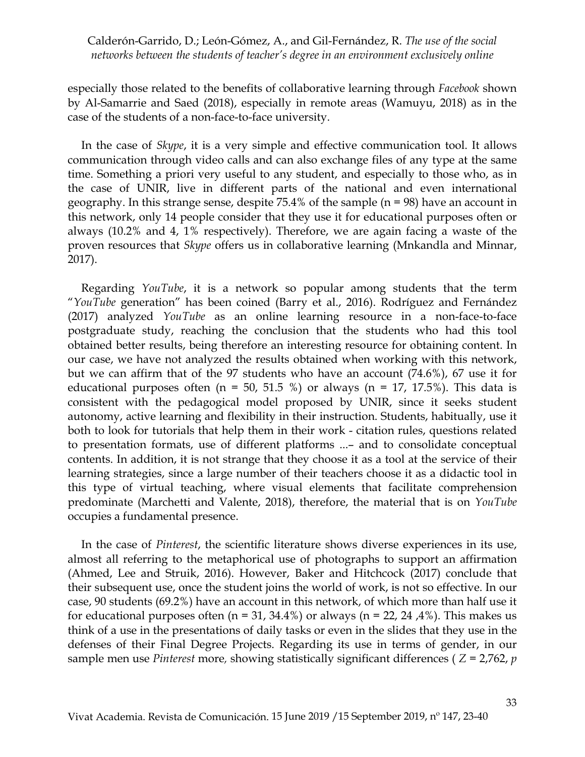especially those related to the benefits of collaborative learning through *Facebook* shown by Al-Samarrie and Saed (2018), especially in remote areas (Wamuyu, 2018) as in the case of the students of a non-face-to-face university.

In the case of *Skype*, it is a very simple and effective communication tool. It allows communication through video calls and can also exchange files of any type at the same time. Something a priori very useful to any student, and especially to those who, as in the case of UNIR, live in different parts of the national and even international geography. In this strange sense, despite 75.4% of the sample ($n = 98$) have an account in this network, only 14 people consider that they use it for educational purposes often or always (10.2% and 4, 1% respectively). Therefore, we are again facing a waste of the proven resources that *Skype* offers us in collaborative learning (Mnkandla and Minnar, 2017).

Regarding *YouTube*, it is a network so popular among students that the term "*YouTube* generation" has been coined (Barry et al., 2016). Rodríguez and Fernández (2017) analyzed *YouTube* as an online learning resource in a non-face-to-face postgraduate study, reaching the conclusion that the students who had this tool obtained better results, being therefore an interesting resource for obtaining content. In our case, we have not analyzed the results obtained when working with this network, but we can affirm that of the 97 students who have an account (74.6%), 67 use it for educational purposes often ($n = 50$, 51.5 %) or always ($n = 17$, 17.5%). This data is consistent with the pedagogical model proposed by UNIR, since it seeks student autonomy, active learning and flexibility in their instruction. Students, habitually, use it both to look for tutorials that help them in their work - citation rules, questions related to presentation formats, use of different platforms ...– and to consolidate conceptual contents. In addition, it is not strange that they choose it as a tool at the service of their learning strategies, since a large number of their teachers choose it as a didactic tool in this type of virtual teaching, where visual elements that facilitate comprehension predominate (Marchetti and Valente, 2018), therefore, the material that is on *YouTube* occupies a fundamental presence.

In the case of *Pinterest*, the scientific literature shows diverse experiences in its use, almost all referring to the metaphorical use of photographs to support an affirmation (Ahmed, Lee and Struik, 2016). However, Baker and Hitchcock (2017) conclude that their subsequent use, once the student joins the world of work, is not so effective. In our case, 90 students (69.2%) have an account in this network, of which more than half use it for educational purposes often ($n = 31$, 34.4%) or always ($n = 22$, 24 ,4%). This makes us think of a use in the presentations of daily tasks or even in the slides that they use in the defenses of their Final Degree Projects. Regarding its use in terms of gender, in our sample men use *Pinterest* more, showing statistically significant differences ( $Z = 2{,}762$, $p$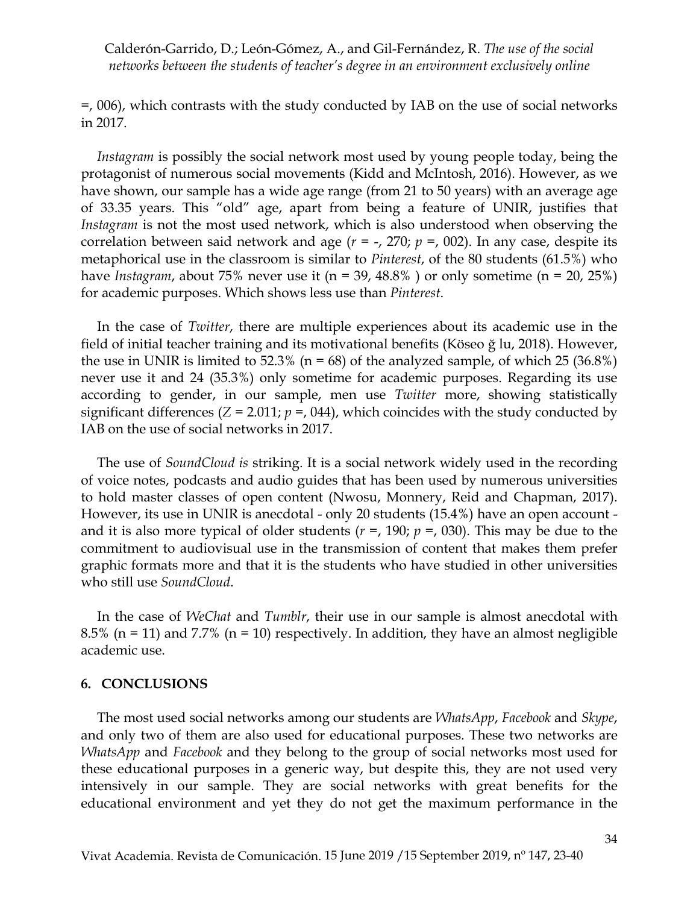=, 006), which contrasts with the study conducted by IAB on the use of social networks in 2017.

*Instagram* is possibly the social network most used by young people today, being the protagonist of numerous social movements (Kidd and McIntosh, 2016). However, as we have shown, our sample has a wide age range (from 21 to 50 years) with an average age of 33.35 years. This "old" age, apart from being a feature of UNIR, justifies that *Instagram* is not the most used network, which is also understood when observing the correlation between said network and age ($r$ = -, 270; $p$ =, 002). In any case, despite its metaphorical use in the classroom is similar to *Pinterest*, of the 80 students (61.5%) who have *Instagram*, about 75% never use it (n = 39, 48.8% ) or only sometime (n = 20, 25%) for academic purposes. Which shows less use than *Pinterest*.

In the case of *Twitter*, there are multiple experiences about its academic use in the field of initial teacher training and its motivational benefits (Köseo ğ lu, 2018). However, the use in UNIR is limited to 52.3% (n = 68) of the analyzed sample, of which 25 (36.8%) never use it and 24 (35.3%) only sometime for academic purposes. Regarding its use according to gender, in our sample, men use *Twitter* more, showing statistically significant differences ($Z$ = 2.011; $p$ =, 044), which coincides with the study conducted by IAB on the use of social networks in 2017.

The use of *SoundCloud is* striking. It is a social network widely used in the recording of voice notes, podcasts and audio guides that has been used by numerous universities to hold master classes of open content (Nwosu, Monnery, Reid and Chapman, 2017). However, its use in UNIR is anecdotal - only 20 students (15.4%) have an open account - and it is also more typical of older students ($r$ =, 190; $p$ =, 030). This may be due to the commitment to audiovisual use in the transmission of content that makes them prefer graphic formats more and that it is the students who have studied in other universities who still use *SoundCloud*.

In the case of *WeChat* and *Tumblr*, their use in our sample is almost anecdotal with 8.5% (n = 11) and 7.7% (n = 10) respectively. In addition, they have an almost negligible academic use.

## 6. CONCLUSIONS

The most used social networks among our students are *WhatsApp*, *Facebook* and *Skype*, and only two of them are also used for educational purposes. These two networks are *WhatsApp* and *Facebook* and they belong to the group of social networks most used for these educational purposes in a generic way, but despite this, they are not used very intensively in our sample. They are social networks with great benefits for the educational environment and yet they do not get the maximum performance in the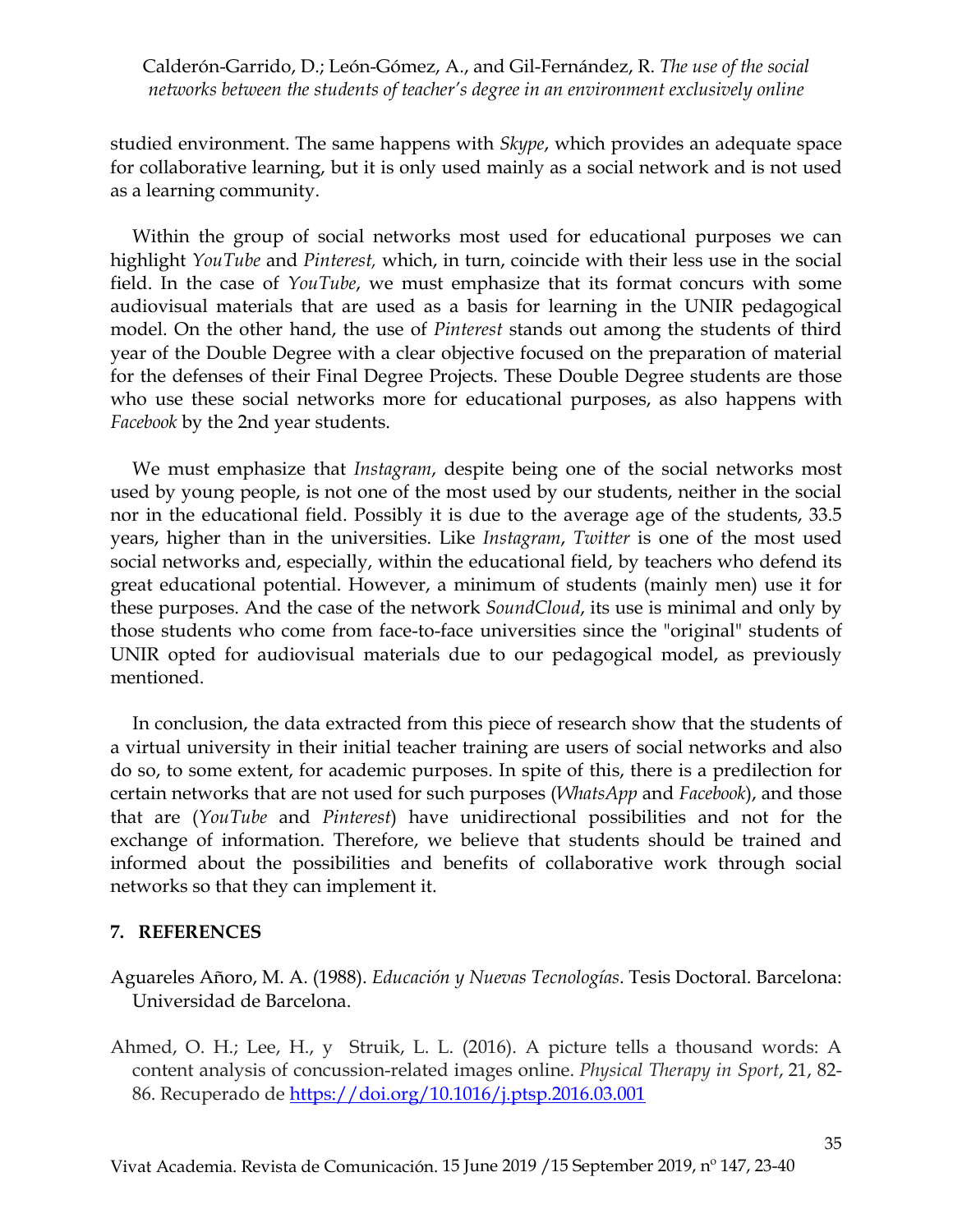studied environment. The same happens with *Skype*, which provides an adequate space for collaborative learning, but it is only used mainly as a social network and is not used as a learning community.

Within the group of social networks most used for educational purposes we can highlight *YouTube* and *Pinterest,* which, in turn, coincide with their less use in the social field. In the case of *YouTube*, we must emphasize that its format concurs with some audiovisual materials that are used as a basis for learning in the UNIR pedagogical model. On the other hand, the use of *Pinterest* stands out among the students of third year of the Double Degree with a clear objective focused on the preparation of material for the defenses of their Final Degree Projects. These Double Degree students are those who use these social networks more for educational purposes, as also happens with *Facebook* by the 2nd year students.

We must emphasize that *Instagram*, despite being one of the social networks most used by young people, is not one of the most used by our students, neither in the social nor in the educational field. Possibly it is due to the average age of the students, 33.5 years, higher than in the universities. Like *Instagram*, *Twitter* is one of the most used social networks and, especially, within the educational field, by teachers who defend its great educational potential. However, a minimum of students (mainly men) use it for these purposes. And the case of the network *SoundCloud*, its use is minimal and only by those students who come from face-to-face universities since the "original" students of UNIR opted for audiovisual materials due to our pedagogical model, as previously mentioned.

In conclusion, the data extracted from this piece of research show that the students of a virtual university in their initial teacher training are users of social networks and also do so, to some extent, for academic purposes. In spite of this, there is a predilection for certain networks that are not used for such purposes (*WhatsApp* and *Facebook*), and those that are (*YouTube* and *Pinterest*) have unidirectional possibilities and not for the exchange of information. Therefore, we believe that students should be trained and informed about the possibilities and benefits of collaborative work through social networks so that they can implement it.

## 7. REFERENCES

Aguareles Añoro, M. A. (1988). *Educación y Nuevas Tecnologías*. Tesis Doctoral. Barcelona: Universidad de Barcelona.

Ahmed, O. H.; Lee, H., y Struik, L. L. (2016). A picture tells a thousand words: A content analysis of concussion-related images online. *Physical Therapy in Sport*, 21, 82-86. Recuperado de https://doi.org/10.1016/j.ptsp.2016.03.001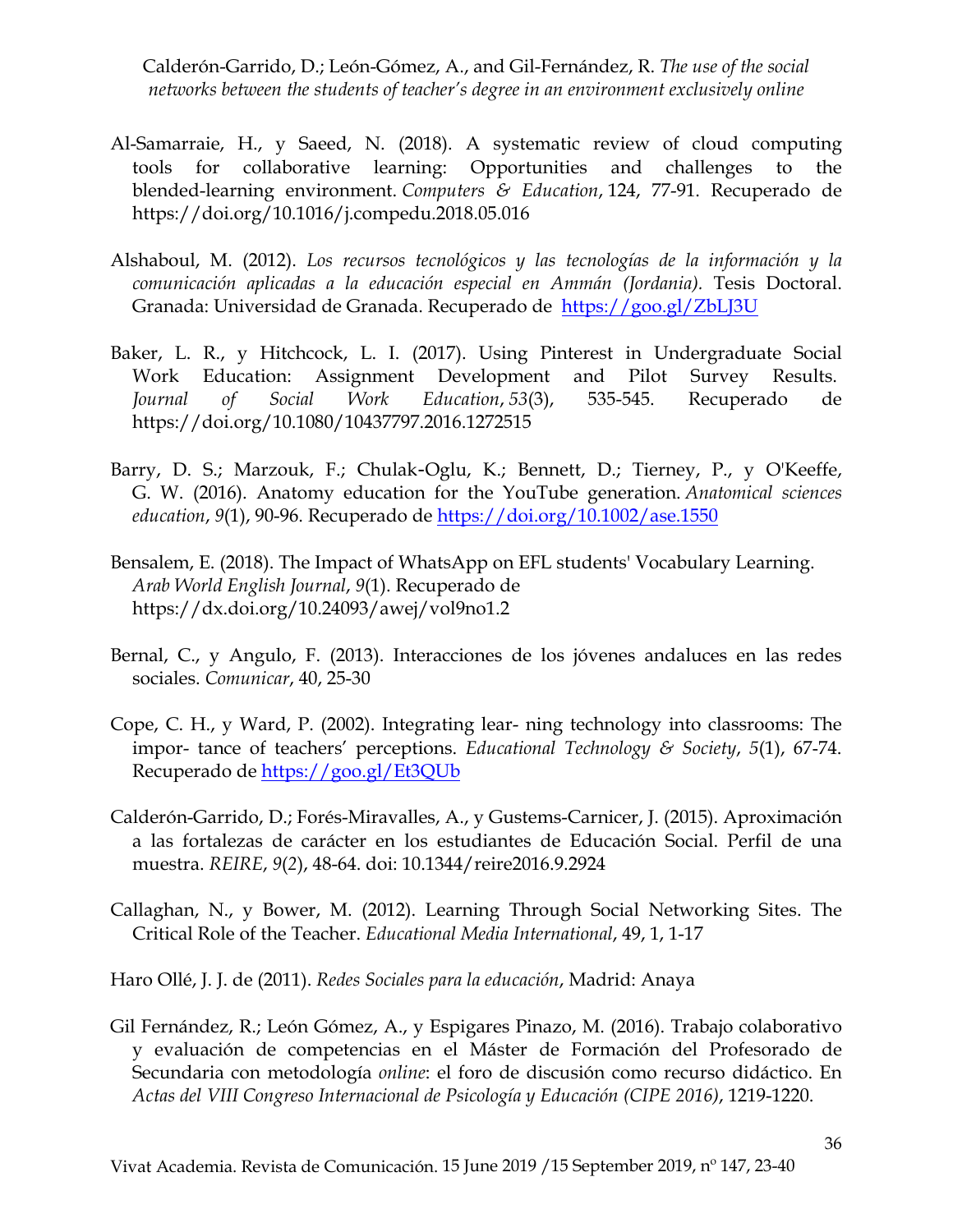Al-Samarraie, H., y Saeed, N. (2018). A systematic review of cloud computing tools for collaborative learning: Opportunities and challenges to the blended-learning environment. *Computers & Education*, 124, 77-91. Recuperado de https://doi.org/10.1016/j.compedu.2018.05.016

Alshaboul, M. (2012). *Los recursos tecnológicos y las tecnologías de la información y la comunicación aplicadas a la educación especial en Ammán (Jordania).* Tesis Doctoral. Granada: Universidad de Granada. Recuperado de https://goo.gl/ZbLJ3U

Baker, L. R., y Hitchcock, L. I. (2017). Using Pinterest in Undergraduate Social Work Education: Assignment Development and Pilot Survey Results. *Journal of Social Work Education*, *53*(3), 535-545. Recuperado de https://doi.org/10.1080/10437797.2016.1272515

Barry, D. S.; Marzouk, F.; Chulak-Oglu, K.; Bennett, D.; Tierney, P., y O'Keeffe, G. W. (2016). Anatomy education for the YouTube generation. *Anatomical sciences education*, *9*(1), 90-96. Recuperado de https://doi.org/10.1002/ase.1550

Bensalem, E. (2018). The Impact of WhatsApp on EFL students' Vocabulary Learning. *Arab World English Journal*, *9*(1). Recuperado de https://dx.doi.org/10.24093/awej/vol9no1.2

Bernal, C., y Angulo, F. (2013). Interacciones de los jóvenes andaluces en las redes sociales. *Comunicar*, 40, 25-30

Cope, C. H., y Ward, P. (2002). Integrating lear- ning technology into classrooms: The impor- tance of teachers' perceptions. *Educational Technology & Society*, *5*(1), 67-74. Recuperado de https://goo.gl/Et3QUb

Calderón-Garrido, D.; Forés-Miravalles, A., y Gustems-Carnicer, J. (2015). Aproximación a las fortalezas de carácter en los estudiantes de Educación Social. Perfil de una muestra. *REIRE*, *9*(*2*), 48-64. doi: 10.1344/reire2016.9.2924

Callaghan, N., y Bower, M. (2012). Learning Through Social Networking Sites. The Critical Role of the Teacher. *Educational Media International*, 49, 1, 1-17

Haro Ollé, J. J. de (2011). *Redes Sociales para la educación*, Madrid: Anaya

Gil Fernández, R.; León Gómez, A., y Espigares Pinazo, M. (2016). Trabajo colaborativo y evaluación de competencias en el Máster de Formación del Profesorado de Secundaria con metodología *online*: el foro de discusión como recurso didáctico. En *Actas del VIII Congreso Internacional de Psicología y Educación (CIPE 2016)*, 1219-1220.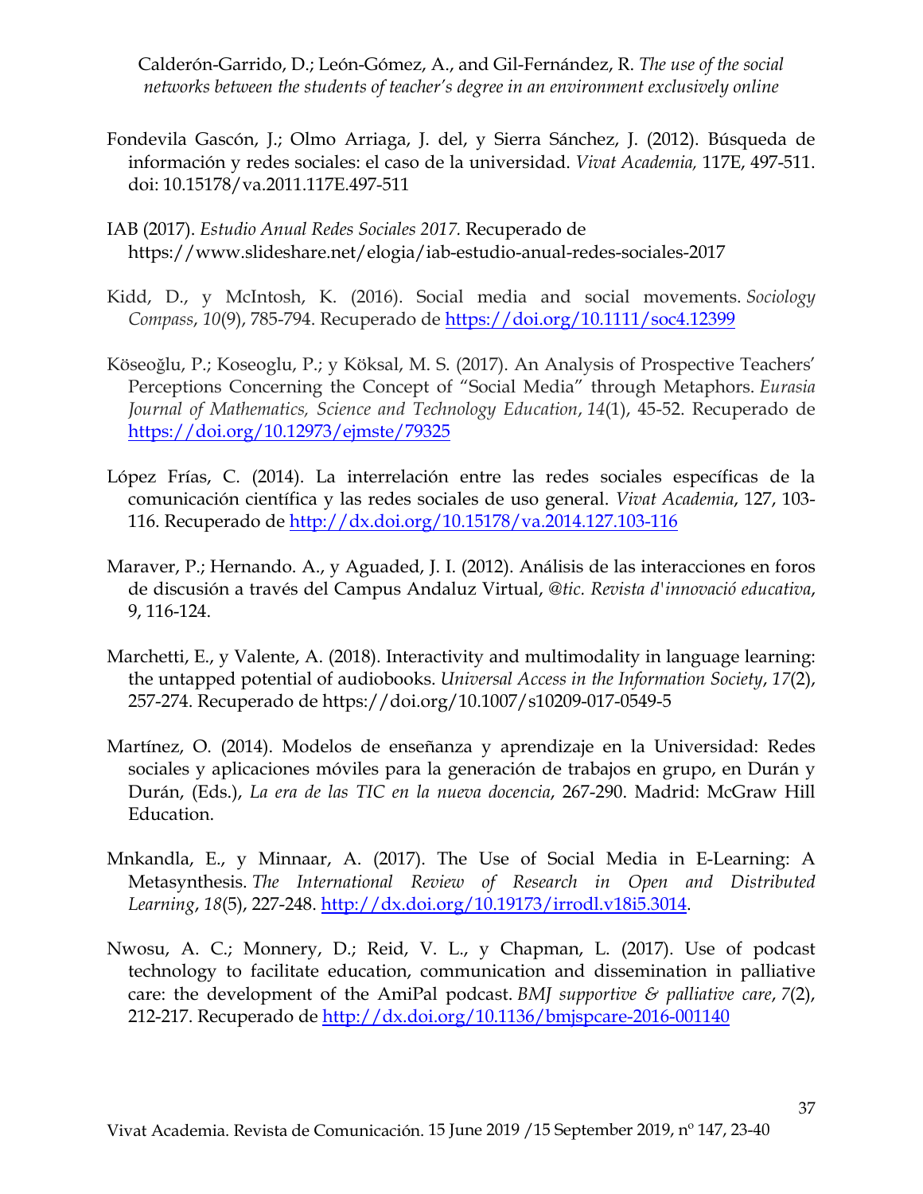Fondevila Gascón, J.; Olmo Arriaga, J. del, y Sierra Sánchez, J. (2012). Búsqueda de información y redes sociales: el caso de la universidad. *Vivat Academia,* 117E, 497-511. doi: 10.15178/va.2011.117E.497-511

IAB (2017). *Estudio Anual Redes Sociales 2017.* Recuperado de https://www.slideshare.net/elogia/iab-estudio-anual-redes-sociales-2017

Kidd, D., y McIntosh, K. (2016). Social media and social movements. *Sociology Compass*, *10*(9), 785-794. Recuperado de https://doi.org/10.1111/soc4.12399

Köseoğlu, P.; Koseoglu, P.; y Köksal, M. S. (2017). An Analysis of Prospective Teachers' Perceptions Concerning the Concept of "Social Media" through Metaphors. *Eurasia Journal of Mathematics, Science and Technology Education*, *14*(1), 45-52. Recuperado de https://doi.org/10.12973/ejmste/79325

López Frías, C. (2014). La interrelación entre las redes sociales específicas de la comunicación científica y las redes sociales de uso general. *Vivat Academia*, 127, 103-116. Recuperado de http://dx.doi.org/10.15178/va.2014.127.103-116

Maraver, P.; Hernando. A., y Aguaded, J. I. (2012). Análisis de las interacciones en foros de discusión a través del Campus Andaluz Virtual, *@tic. Revista d'innovació educativa*, 9, 116-124.

Marchetti, E., y Valente, A. (2018). Interactivity and multimodality in language learning: the untapped potential of audiobooks. *Universal Access in the Information Society*, *17*(2), 257-274. Recuperado de https://doi.org/10.1007/s10209-017-0549-5

Martínez, O. (2014). Modelos de enseñanza y aprendizaje en la Universidad: Redes sociales y aplicaciones móviles para la generación de trabajos en grupo, en Durán y Durán, (Eds.), *La era de las TIC en la nueva docencia*, 267-290. Madrid: McGraw Hill Education.

Mnkandla, E., y Minnaar, A. (2017). The Use of Social Media in E-Learning: A Metasynthesis. *The International Review of Research in Open and Distributed Learning*, *18*(5), 227-248. http://dx.doi.org/10.19173/irrodl.v18i5.3014.

Nwosu, A. C.; Monnery, D.; Reid, V. L., y Chapman, L. (2017). Use of podcast technology to facilitate education, communication and dissemination in palliative care: the development of the AmiPal podcast. *BMJ supportive & palliative care*, *7*(2), 212-217. Recuperado de http://dx.doi.org/10.1136/bmjspcare-2016-001140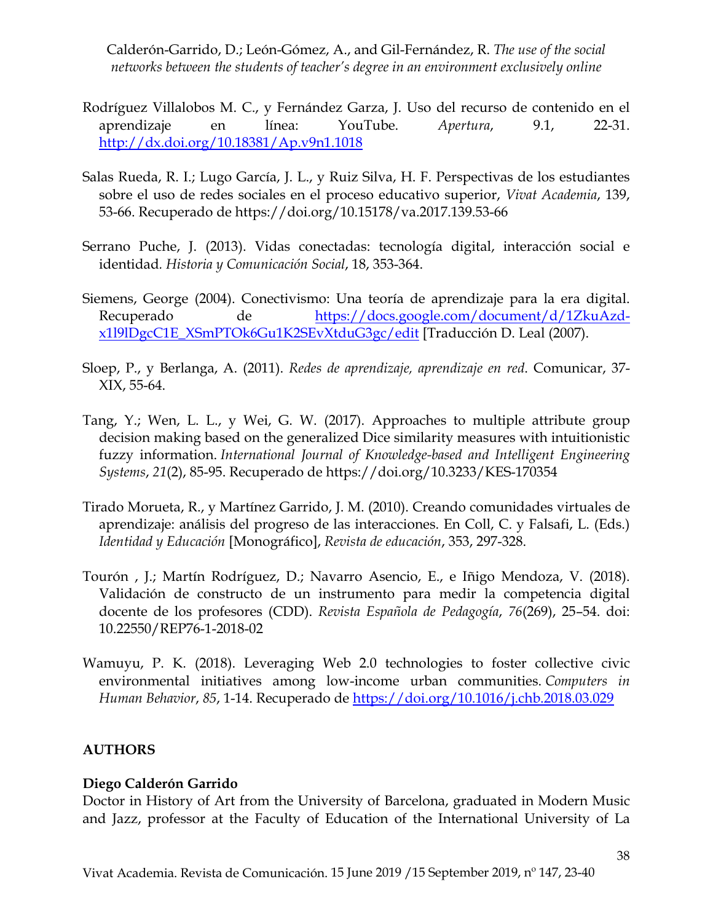Rodríguez Villalobos M. C., y Fernández Garza, J. Uso del recurso de contenido en el aprendizaje en línea: YouTube. *Apertura*, 9.1, 22-31. http://dx.doi.org/10.18381/Ap.v9n1.1018

Salas Rueda, R. I.; Lugo García, J. L., y Ruiz Silva, H. F. Perspectivas de los estudiantes sobre el uso de redes sociales en el proceso educativo superior, *Vivat Academia*, 139, 53-66. Recuperado de https://doi.org/10.15178/va.2017.139.53-66

Serrano Puche, J. (2013). Vidas conectadas: tecnología digital, interacción social e identidad. *Historia y Comunicación Social*, 18, 353-364.

Siemens, George (2004). Conectivismo: Una teoría de aprendizaje para la era digital. Recuperado de https://docs.google.com/document/d/1ZkuAzd-x1l9lDgcC1E_XSmPTOk6Gu1K2SEvXtduG3gc/edit [Traducción D. Leal (2007).

Sloep, P., y Berlanga, A. (2011). *Redes de aprendizaje, aprendizaje en red*. Comunicar, 37-XIX, 55-64.

Tang, Y.; Wen, L. L., y Wei, G. W. (2017). Approaches to multiple attribute group decision making based on the generalized Dice similarity measures with intuitionistic fuzzy information. *International Journal of Knowledge-based and Intelligent Engineering Systems*, *21*(2), 85-95. Recuperado de https://doi.org/10.3233/KES-170354

Tirado Morueta, R., y Martínez Garrido, J. M. (2010). Creando comunidades virtuales de aprendizaje: análisis del progreso de las interacciones. En Coll, C. y Falsafi, L. (Eds.) *Identidad y Educación* [Monográfico], *Revista de educación*, 353, 297-328.

Tourón , J.; Martín Rodríguez, D.; Navarro Asencio, E., e Iñigo Mendoza, V. (2018). Validación de constructo de un instrumento para medir la competencia digital docente de los profesores (CDD). *Revista Española de Pedagogía*, *76*(269), 25–54. doi: 10.22550/REP76-1-2018-02

Wamuyu, P. K. (2018). Leveraging Web 2.0 technologies to foster collective civic environmental initiatives among low-income urban communities. *Computers in Human Behavior*, *85*, 1-14. Recuperado de https://doi.org/10.1016/j.chb.2018.03.029

## AUTHORS

**Diego Calderón Garrido**

Doctor in History of Art from the University of Barcelona, graduated in Modern Music and Jazz, professor at the Faculty of Education of the International University of La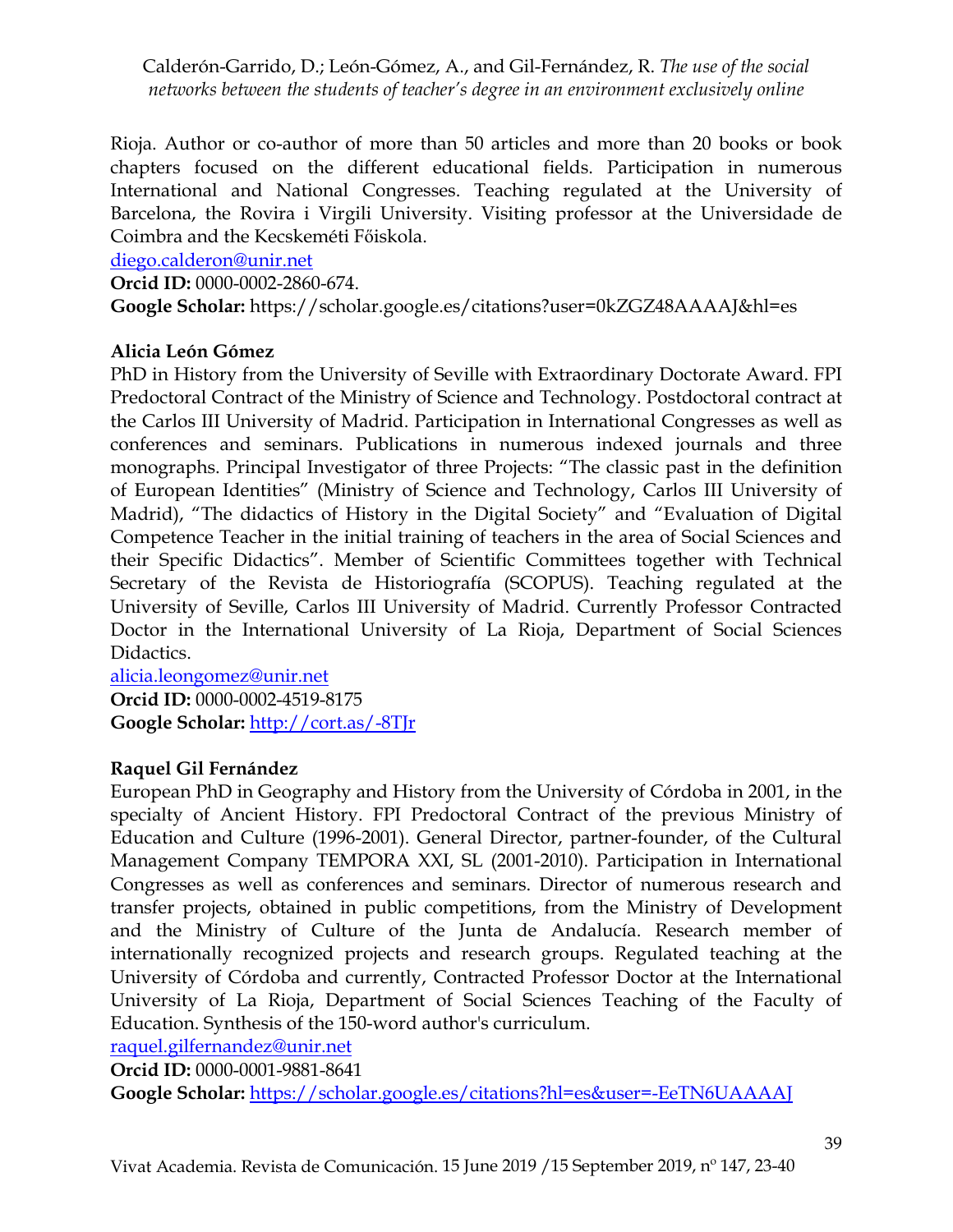Rioja. Author or co-author of more than 50 articles and more than 20 books or book chapters focused on the different educational fields. Participation in numerous International and National Congresses. Teaching regulated at the University of Barcelona, the Rovira i Virgili University. Visiting professor at the Universidade de Coimbra and the Kecskeméti Főiskola.

diego.calderon@unir.net

**Orcid ID:** 0000-0002-2860-674.

**Google Scholar:** https://scholar.google.es/citations?user=0kZGZ48AAAAJ&hl=es

**Alicia León Gómez**

PhD in History from the University of Seville with Extraordinary Doctorate Award. FPI Predoctoral Contract of the Ministry of Science and Technology. Postdoctoral contract at the Carlos III University of Madrid. Participation in International Congresses as well as conferences and seminars. Publications in numerous indexed journals and three monographs. Principal Investigator of three Projects: "The classic past in the definition of European Identities" (Ministry of Science and Technology, Carlos III University of Madrid), "The didactics of History in the Digital Society" and "Evaluation of Digital Competence Teacher in the initial training of teachers in the area of Social Sciences and their Specific Didactics". Member of Scientific Committees together with Technical Secretary of the Revista de Historiografía (SCOPUS). Teaching regulated at the University of Seville, Carlos III University of Madrid. Currently Professor Contracted Doctor in the International University of La Rioja, Department of Social Sciences Didactics.

alicia.leongomez@unir.net

**Orcid ID:** 0000-0002-4519-8175

**Google Scholar:** http://cort.as/-8TJr

**Raquel Gil Fernández**

European PhD in Geography and History from the University of Córdoba in 2001, in the specialty of Ancient History. FPI Predoctoral Contract of the previous Ministry of Education and Culture (1996-2001). General Director, partner-founder, of the Cultural Management Company TEMPORA XXI, SL (2001-2010). Participation in International Congresses as well as conferences and seminars. Director of numerous research and transfer projects, obtained in public competitions, from the Ministry of Development and the Ministry of Culture of the Junta de Andalucía. Research member of internationally recognized projects and research groups. Regulated teaching at the University of Córdoba and currently, Contracted Professor Doctor at the International University of La Rioja, Department of Social Sciences Teaching of the Faculty of Education. Synthesis of the 150-word author's curriculum.

raquel.gilfernandez@unir.net

**Orcid ID:** 0000-0001-9881-8641

**Google Scholar:** https://scholar.google.es/citations?hl=es&user=-EeTN6UAAAAJ